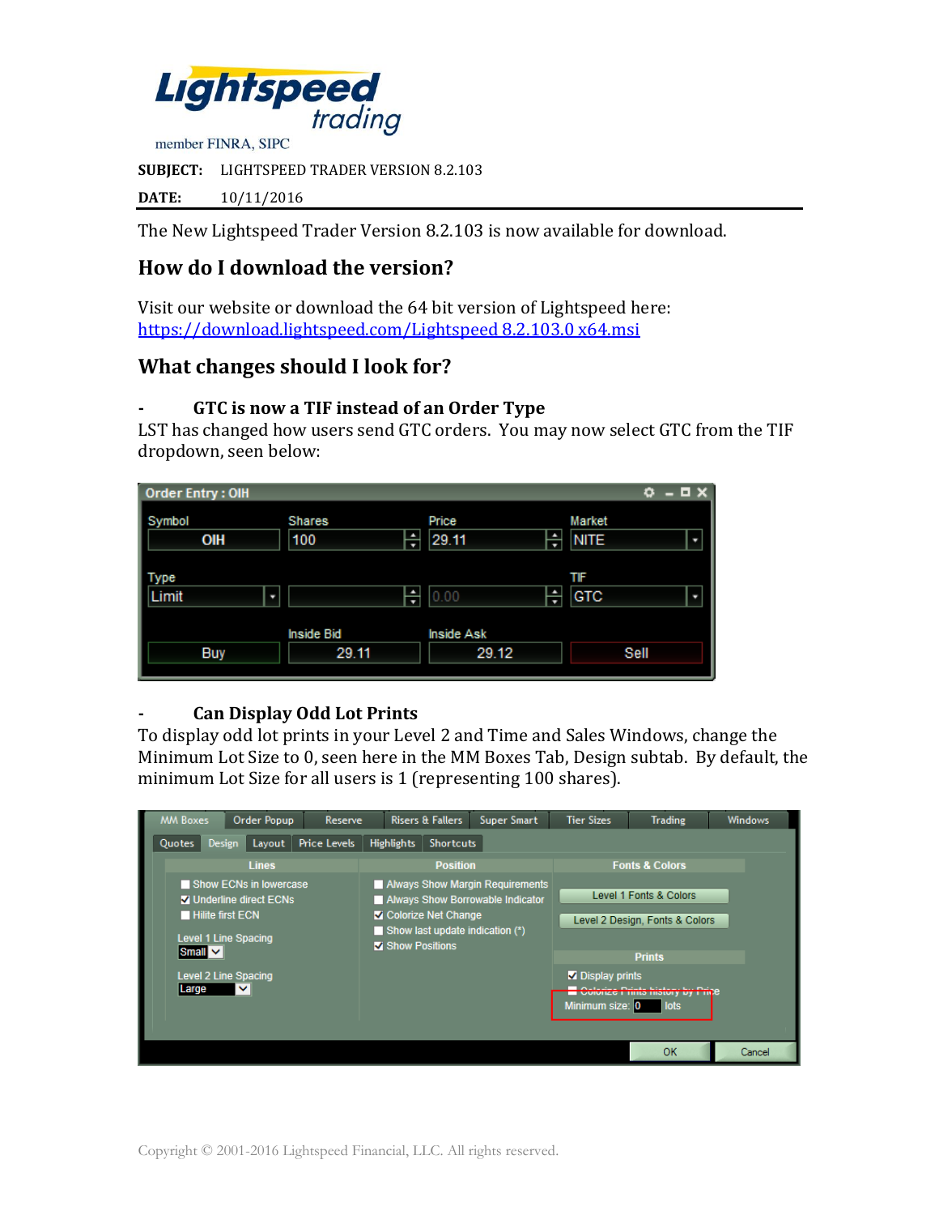Lightspeed trading

member FINRA, SIPC

**SUBJECT:** LIGHTSPEED TRADER VERSION 8.2.103

**DATE:** 10/11/2016

---

The New Lightspeed Trader Version 8.2.103 is now available for download.

## How do I download the version?

Visit our website or download the 64 bit version of Lightspeed here:
https://download.lightspeed.com/Lightspeed 8.2.103.0 x64.msi

## What changes should I look for?

### - GTC is now a TIF instead of an Order Type

LST has changed how users send GTC orders. You may now select GTC from the TIF dropdown, seen below:

### - Can Display Odd Lot Prints

To display odd lot prints in your Level 2 and Time and Sales Windows, change the Minimum Lot Size to 0, seen here in the MM Boxes Tab, Design subtab. By default, the minimum Lot Size for all users is 1 (representing 100 shares).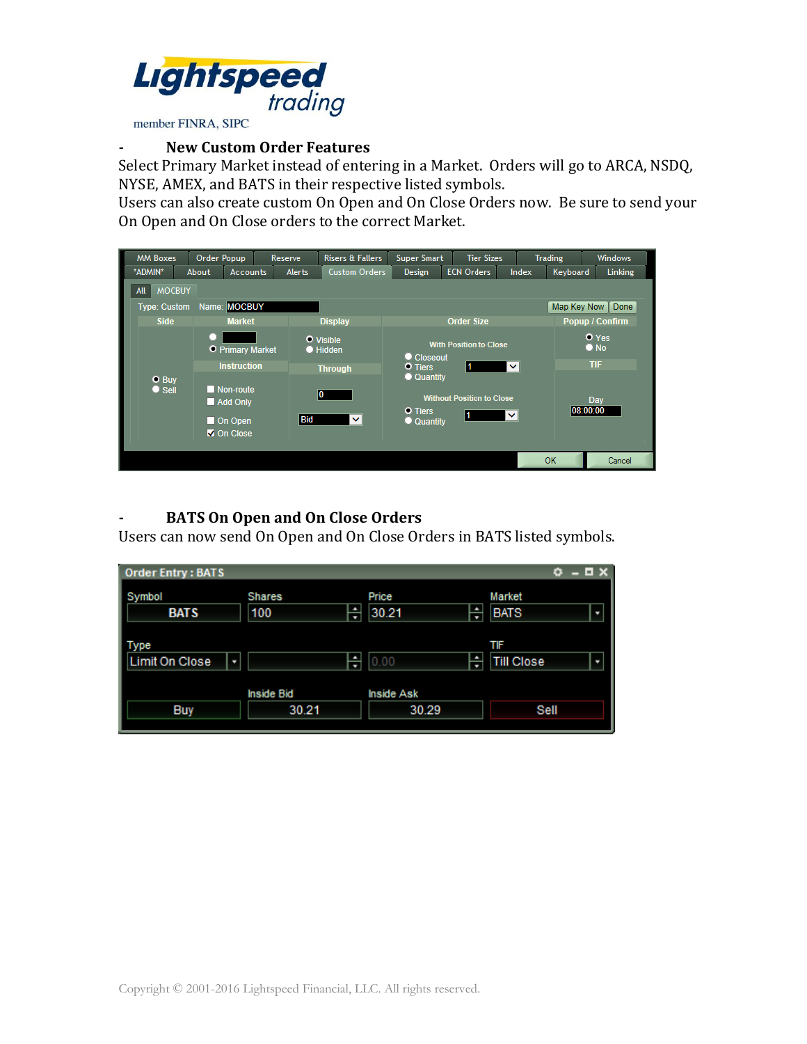- **New Custom Order Features**

Select Primary Market instead of entering in a Market. Orders will go to ARCA, NSDQ, NYSE, AMEX, and BATS in their respective listed symbols.
Users can also create custom On Open and On Close Orders now. Be sure to send your On Open and On Close orders to the correct Market.

- **BATS On Open and On Close Orders**

Users can now send On Open and On Close Orders in BATS listed symbols.